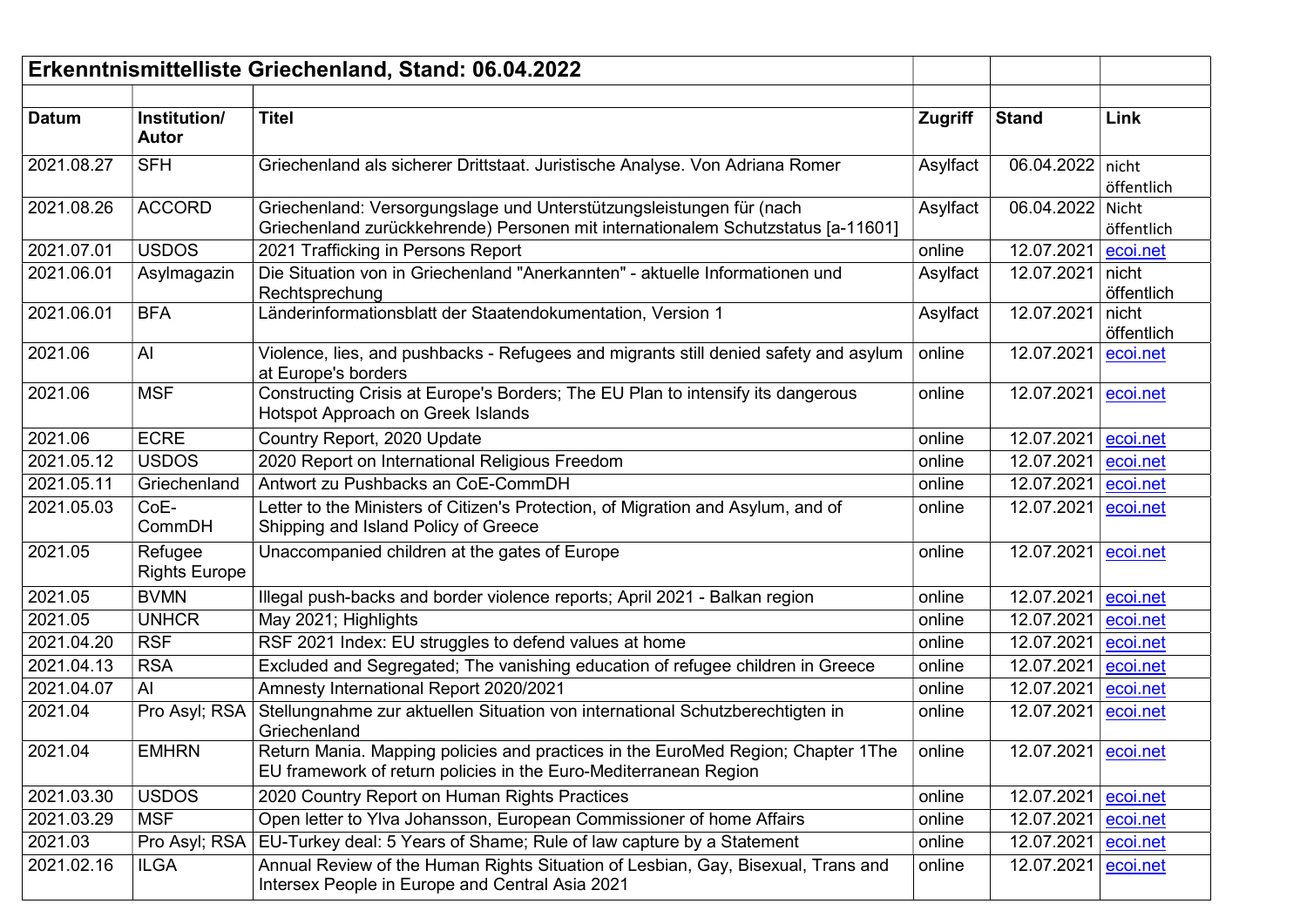# Erkenntnismittelliste Griechenland, Stand: 06.04.2022

| Datum | Institution/ Autor | Titel | Zugriff | Stand | Link |
|---|---|---|---|---|---|
| 2021.08.27 | SFH | Griechenland als sicherer Drittstaat. Juristische Analyse. Von Adriana Romer | Asylfact | 06.04.2022 | nicht öffentlich |
| 2021.08.26 | ACCORD | Griechenland: Versorgungslage und Unterstützungsleistungen für (nach Griechenland zurückkehrende) Personen mit internationalem Schutzstatus [a-11601] | Asylfact | 06.04.2022 | Nicht öffentlich |
| 2021.07.01 | USDOS | 2021 Trafficking in Persons Report | online | 12.07.2021 | ecoi.net |
| 2021.06.01 | Asylmagazin | Die Situation von in Griechenland "Anerkannten" - aktuelle Informationen und Rechtsprechung | Asylfact | 12.07.2021 | nicht öffentlich |
| 2021.06.01 | BFA | Länderinformationsblatt der Staatendokumentation, Version 1 | Asylfact | 12.07.2021 | nicht öffentlich |
| 2021.06 | AI | Violence, lies, and pushbacks - Refugees and migrants still denied safety and asylum at Europe's borders | online | 12.07.2021 | ecoi.net |
| 2021.06 | MSF | Constructing Crisis at Europe's Borders; The EU Plan to intensify its dangerous Hotspot Approach on Greek Islands | online | 12.07.2021 | ecoi.net |
| 2021.06 | ECRE | Country Report, 2020 Update | online | 12.07.2021 | ecoi.net |
| 2021.05.12 | USDOS | 2020 Report on International Religious Freedom | online | 12.07.2021 | ecoi.net |
| 2021.05.11 | Griechenland | Antwort zu Pushbacks an CoE-CommDH | online | 12.07.2021 | ecoi.net |
| 2021.05.03 | CoE-CommDH | Letter to the Ministers of Citizen's Protection, of Migration and Asylum, and of Shipping and Island Policy of Greece | online | 12.07.2021 | ecoi.net |
| 2021.05 | Refugee Rights Europe | Unaccompanied children at the gates of Europe | online | 12.07.2021 | ecoi.net |
| 2021.05 | BVMN | Illegal push-backs and border violence reports; April 2021 - Balkan region | online | 12.07.2021 | ecoi.net |
| 2021.05 | UNHCR | May 2021; Highlights | online | 12.07.2021 | ecoi.net |
| 2021.04.20 | RSF | RSF 2021 Index: EU struggles to defend values at home | online | 12.07.2021 | ecoi.net |
| 2021.04.13 | RSA | Excluded and Segregated; The vanishing education of refugee children in Greece | online | 12.07.2021 | ecoi.net |
| 2021.04.07 | AI | Amnesty International Report 2020/2021 | online | 12.07.2021 | ecoi.net |
| 2021.04 | Pro Asyl; RSA | Stellungnahme zur aktuellen Situation von international Schutzberechtigten in Griechenland | online | 12.07.2021 | ecoi.net |
| 2021.04 | EMHRN | Return Mania. Mapping policies and practices in the EuroMed Region; Chapter 1The EU framework of return policies in the Euro-Mediterranean Region | online | 12.07.2021 | ecoi.net |
| 2021.03.30 | USDOS | 2020 Country Report on Human Rights Practices | online | 12.07.2021 | ecoi.net |
| 2021.03.29 | MSF | Open letter to Ylva Johansson, European Commissioner of home Affairs | online | 12.07.2021 | ecoi.net |
| 2021.03 | Pro Asyl; RSA | EU-Turkey deal: 5 Years of Shame; Rule of law capture by a Statement | online | 12.07.2021 | ecoi.net |
| 2021.02.16 | ILGA | Annual Review of the Human Rights Situation of Lesbian, Gay, Bisexual, Trans and Intersex People in Europe and Central Asia 2021 | online | 12.07.2021 | ecoi.net |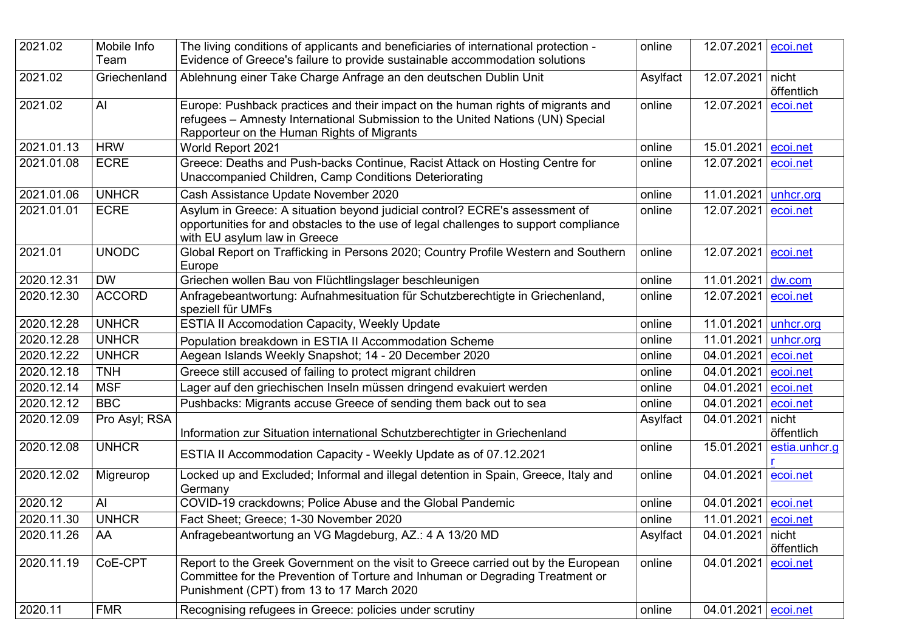| | | | | | |
|---|---|---|---|---|---|
| 2021.02 | Mobile Info Team | The living conditions of applicants and beneficiaries of international protection - Evidence of Greece's failure to provide sustainable accommodation solutions | online | 12.07.2021 | ecoi.net |
| 2021.02 | Griechenland | Ablehnung einer Take Charge Anfrage an den deutschen Dublin Unit | Asylfact | 12.07.2021 | nicht öffentlich |
| 2021.02 | AI | Europe: Pushback practices and their impact on the human rights of migrants and refugees – Amnesty International Submission to the United Nations (UN) Special Rapporteur on the Human Rights of Migrants | online | 12.07.2021 | ecoi.net |
| 2021.01.13 | HRW | World Report 2021 | online | 15.01.2021 | ecoi.net |
| 2021.01.08 | ECRE | Greece: Deaths and Push-backs Continue, Racist Attack on Hosting Centre for Unaccompanied Children, Camp Conditions Deteriorating | online | 12.07.2021 | ecoi.net |
| 2021.01.06 | UNHCR | Cash Assistance Update November 2020 | online | 11.01.2021 | unhcr.org |
| 2021.01.01 | ECRE | Asylum in Greece: A situation beyond judicial control? ECRE's assessment of opportunities for and obstacles to the use of legal challenges to support compliance with EU asylum law in Greece | online | 12.07.2021 | ecoi.net |
| 2021.01 | UNODC | Global Report on Trafficking in Persons 2020; Country Profile Western and Southern Europe | online | 12.07.2021 | ecoi.net |
| 2020.12.31 | DW | Griechen wollen Bau von Flüchtlingslager beschleunigen | online | 11.01.2021 | dw.com |
| 2020.12.30 | ACCORD | Anfragebeantwortung: Aufnahmesituation für Schutzberechtigte in Griechenland, speziell für UMFs | online | 12.07.2021 | ecoi.net |
| 2020.12.28 | UNHCR | ESTIA II Accomodation Capacity, Weekly Update | online | 11.01.2021 | unhcr.org |
| 2020.12.28 | UNHCR | Population breakdown in ESTIA II Accommodation Scheme | online | 11.01.2021 | unhcr.org |
| 2020.12.22 | UNHCR | Aegean Islands Weekly Snapshot; 14 - 20 December 2020 | online | 04.01.2021 | ecoi.net |
| 2020.12.18 | TNH | Greece still accused of failing to protect migrant children | online | 04.01.2021 | ecoi.net |
| 2020.12.14 | MSF | Lager auf den griechischen Inseln müssen dringend evakuiert werden | online | 04.01.2021 | ecoi.net |
| 2020.12.12 | BBC | Pushbacks: Migrants accuse Greece of sending them back out to sea | online | 04.01.2021 | ecoi.net |
| 2020.12.09 | Pro Asyl; RSA | Information zur Situation international Schutzberechtigter in Griechenland | Asylfact | 04.01.2021 | nicht öffentlich |
| 2020.12.08 | UNHCR | ESTIA II Accommodation Capacity - Weekly Update as of 07.12.2021 | online | 15.01.2021 | estia.unhcr.gr |
| 2020.12.02 | Migreurop | Locked up and Excluded; Informal and illegal detention in Spain, Greece, Italy and Germany | online | 04.01.2021 | ecoi.net |
| 2020.12 | AI | COVID-19 crackdowns; Police Abuse and the Global Pandemic | online | 04.01.2021 | ecoi.net |
| 2020.11.30 | UNHCR | Fact Sheet; Greece; 1-30 November 2020 | online | 11.01.2021 | ecoi.net |
| 2020.11.26 | AA | Anfragebeantwortung an VG Magdeburg, AZ.: 4 A 13/20 MD | Asylfact | 04.01.2021 | nicht öffentlich |
| 2020.11.19 | CoE-CPT | Report to the Greek Government on the visit to Greece carried out by the European Committee for the Prevention of Torture and Inhuman or Degrading Treatment or Punishment (CPT) from 13 to 17 March 2020 | online | 04.01.2021 | ecoi.net |
| 2020.11 | FMR | Recognising refugees in Greece: policies under scrutiny | online | 04.01.2021 | ecoi.net |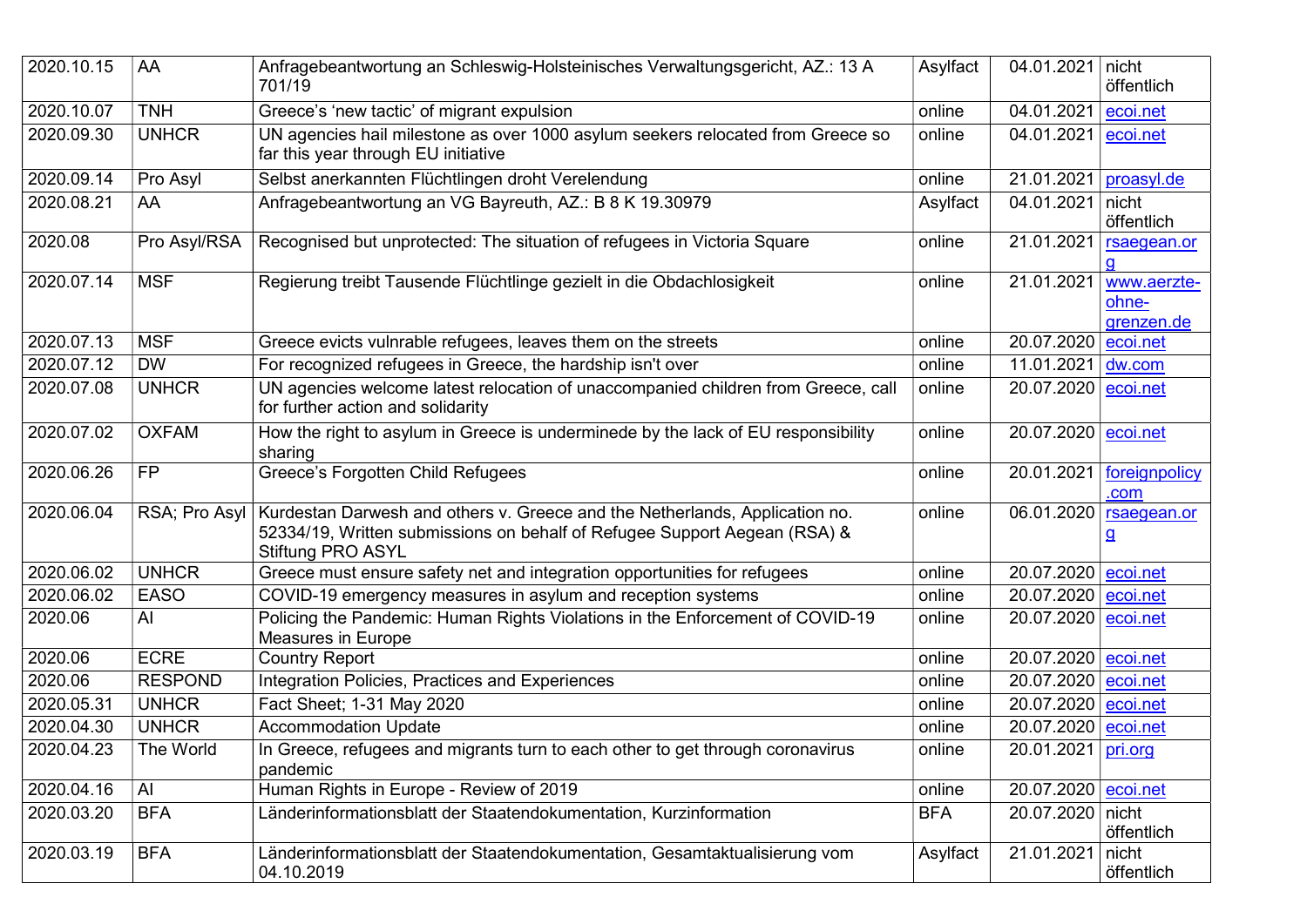| | | | | | |
|---|---|---|---|---|---|
| 2020.10.15 | AA | Anfragebeantwortung an Schleswig-Holsteinisches Verwaltungsgericht, AZ.: 13 A 701/19 | Asylfact | 04.01.2021 | nicht öffentlich |
| 2020.10.07 | TNH | Greece's 'new tactic' of migrant expulsion | online | 04.01.2021 | ecoi.net |
| 2020.09.30 | UNHCR | UN agencies hail milestone as over 1000 asylum seekers relocated from Greece so far this year through EU initiative | online | 04.01.2021 | ecoi.net |
| 2020.09.14 | Pro Asyl | Selbst anerkannten Flüchtlingen droht Verelendung | online | 21.01.2021 | proasyl.de |
| 2020.08.21 | AA | Anfragebeantwortung an VG Bayreuth, AZ.: B 8 K 19.30979 | Asylfact | 04.01.2021 | nicht öffentlich |
| 2020.08 | Pro Asyl/RSA | Recognised but unprotected: The situation of refugees in Victoria Square | online | 21.01.2021 | rsaegean.org |
| 2020.07.14 | MSF | Regierung treibt Tausende Flüchtlinge gezielt in die Obdachlosigkeit | online | 21.01.2021 | www.aerzte-ohne-grenzen.de |
| 2020.07.13 | MSF | Greece evicts vulnrable refugees, leaves them on the streets | online | 20.07.2020 | ecoi.net |
| 2020.07.12 | DW | For recognized refugees in Greece, the hardship isn't over | online | 11.01.2021 | dw.com |
| 2020.07.08 | UNHCR | UN agencies welcome latest relocation of unaccompanied children from Greece, call for further action and solidarity | online | 20.07.2020 | ecoi.net |
| 2020.07.02 | OXFAM | How the right to asylum in Greece is underminede by the lack of EU responsibility sharing | online | 20.07.2020 | ecoi.net |
| 2020.06.26 | FP | Greece's Forgotten Child Refugees | online | 20.01.2021 | foreignpolicy.com |
| 2020.06.04 | RSA; Pro Asyl | Kurdestan Darwesh and others v. Greece and the Netherlands, Application no. 52334/19, Written submissions on behalf of Refugee Support Aegean (RSA) & Stiftung PRO ASYL | online | 06.01.2020 | rsaegean.org |
| 2020.06.02 | UNHCR | Greece must ensure safety net and integration opportunities for refugees | online | 20.07.2020 | ecoi.net |
| 2020.06.02 | EASO | COVID-19 emergency measures in asylum and reception systems | online | 20.07.2020 | ecoi.net |
| 2020.06 | AI | Policing the Pandemic: Human Rights Violations in the Enforcement of COVID-19 Measures in Europe | online | 20.07.2020 | ecoi.net |
| 2020.06 | ECRE | Country Report | online | 20.07.2020 | ecoi.net |
| 2020.06 | RESPOND | Integration Policies, Practices and Experiences | online | 20.07.2020 | ecoi.net |
| 2020.05.31 | UNHCR | Fact Sheet; 1-31 May 2020 | online | 20.07.2020 | ecoi.net |
| 2020.04.30 | UNHCR | Accommodation Update | online | 20.07.2020 | ecoi.net |
| 2020.04.23 | The World | In Greece, refugees and migrants turn to each other to get through coronavirus pandemic | online | 20.01.2021 | pri.org |
| 2020.04.16 | AI | Human Rights in Europe - Review of 2019 | online | 20.07.2020 | ecoi.net |
| 2020.03.20 | BFA | Länderinformationsblatt der Staatendokumentation, Kurzinformation | BFA | 20.07.2020 | nicht öffentlich |
| 2020.03.19 | BFA | Länderinformationsblatt der Staatendokumentation, Gesamtaktualisierung vom 04.10.2019 | Asylfact | 21.01.2021 | nicht öffentlich |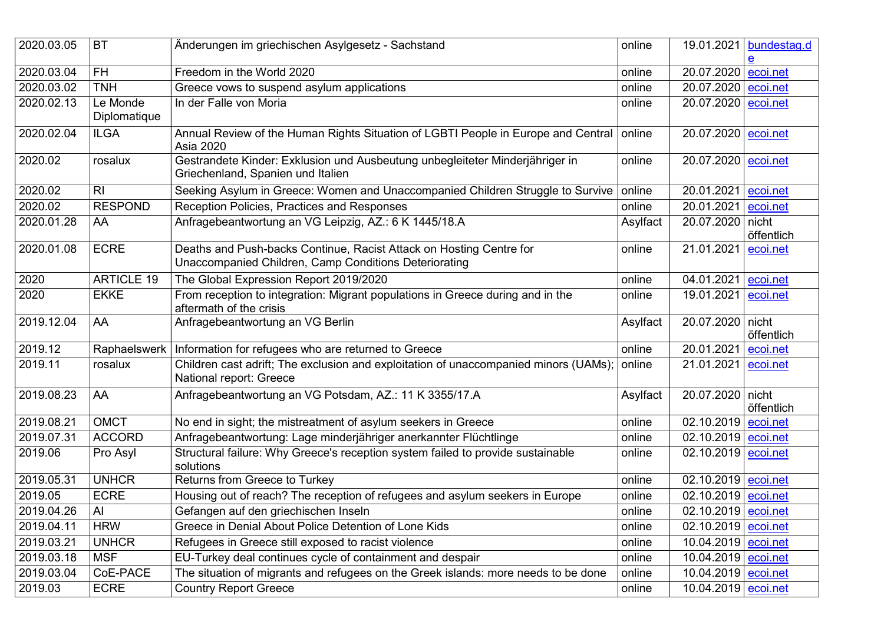| | | | | | |
|---|---|---|---|---|---|
| 2020.03.05 | BT | Änderungen im griechischen Asylgesetz - Sachstand | online | 19.01.2021 | bundestag.de |
| 2020.03.04 | FH | Freedom in the World 2020 | online | 20.07.2020 | ecoi.net |
| 2020.03.02 | TNH | Greece vows to suspend asylum applications | online | 20.07.2020 | ecoi.net |
| 2020.02.13 | Le Monde Diplomatique | In der Falle von Moria | online | 20.07.2020 | ecoi.net |
| 2020.02.04 | ILGA | Annual Review of the Human Rights Situation of LGBTI People in Europe and Central Asia 2020 | online | 20.07.2020 | ecoi.net |
| 2020.02 | rosalux | Gestrandete Kinder: Exklusion und Ausbeutung unbegleiteter Minderjähriger in Griechenland, Spanien und Italien | online | 20.07.2020 | ecoi.net |
| 2020.02 | RI | Seeking Asylum in Greece: Women and Unaccompanied Children Struggle to Survive | online | 20.01.2021 | ecoi.net |
| 2020.02 | RESPOND | Reception Policies, Practices and Responses | online | 20.01.2021 | ecoi.net |
| 2020.01.28 | AA | Anfragebeantwortung an VG Leipzig, AZ.: 6 K 1445/18.A | Asylfact | 20.07.2020 | nicht öffentlich |
| 2020.01.08 | ECRE | Deaths and Push-backs Continue, Racist Attack on Hosting Centre for Unaccompanied Children, Camp Conditions Deteriorating | online | 21.01.2021 | ecoi.net |
| 2020 | ARTICLE 19 | The Global Expression Report 2019/2020 | online | 04.01.2021 | ecoi.net |
| 2020 | EKKE | From reception to integration: Migrant populations in Greece during and in the aftermath of the crisis | online | 19.01.2021 | ecoi.net |
| 2019.12.04 | AA | Anfragebeantwortung an VG Berlin | Asylfact | 20.07.2020 | nicht öffentlich |
| 2019.12 | Raphaelswerk | Information for refugees who are returned to Greece | online | 20.01.2021 | ecoi.net |
| 2019.11 | rosalux | Children cast adrift; The exclusion and exploitation of unaccompanied minors (UAMs); National report: Greece | online | 21.01.2021 | ecoi.net |
| 2019.08.23 | AA | Anfragebeantwortung an VG Potsdam, AZ.: 11 K 3355/17.A | Asylfact | 20.07.2020 | nicht öffentlich |
| 2019.08.21 | OMCT | No end in sight; the mistreatment of asylum seekers in Greece | online | 02.10.2019 | ecoi.net |
| 2019.07.31 | ACCORD | Anfragebeantwortung: Lage minderjähriger anerkannter Flüchtlinge | online | 02.10.2019 | ecoi.net |
| 2019.06 | Pro Asyl | Structural failure: Why Greece's reception system failed to provide sustainable solutions | online | 02.10.2019 | ecoi.net |
| 2019.05.31 | UNHCR | Returns from Greece to Turkey | online | 02.10.2019 | ecoi.net |
| 2019.05 | ECRE | Housing out of reach? The reception of refugees and asylum seekers in Europe | online | 02.10.2019 | ecoi.net |
| 2019.04.26 | AI | Gefangen auf den griechischen Inseln | online | 02.10.2019 | ecoi.net |
| 2019.04.11 | HRW | Greece in Denial About Police Detention of Lone Kids | online | 02.10.2019 | ecoi.net |
| 2019.03.21 | UNHCR | Refugees in Greece still exposed to racist violence | online | 10.04.2019 | ecoi.net |
| 2019.03.18 | MSF | EU-Turkey deal continues cycle of containment and despair | online | 10.04.2019 | ecoi.net |
| 2019.03.04 | CoE-PACE | The situation of migrants and refugees on the Greek islands: more needs to be done | online | 10.04.2019 | ecoi.net |
| 2019.03 | ECRE | Country Report Greece | online | 10.04.2019 | ecoi.net |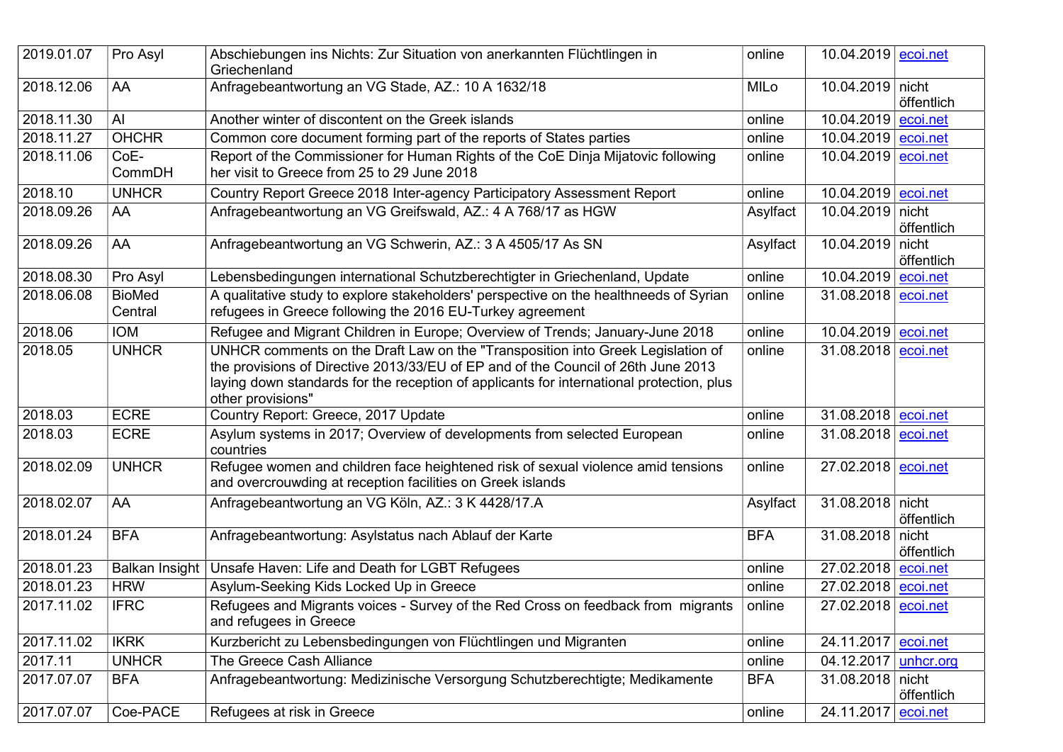| | | | | | |
|---|---|---|---|---|---|
| 2019.01.07 | Pro Asyl | Abschiebungen ins Nichts: Zur Situation von anerkannten Flüchtlingen in Griechenland | online | 10.04.2019 | ecoi.net |
| 2018.12.06 | AA | Anfragebeantwortung an VG Stade, AZ.: 10 A 1632/18 | MILo | 10.04.2019 | nicht öffentlich |
| 2018.11.30 | AI | Another winter of discontent on the Greek islands | online | 10.04.2019 | ecoi.net |
| 2018.11.27 | OHCHR | Common core document forming part of the reports of States parties | online | 10.04.2019 | ecoi.net |
| 2018.11.06 | CoE-CommDH | Report of the Commissioner for Human Rights of the CoE Dinja Mijatovic following her visit to Greece from 25 to 29 June 2018 | online | 10.04.2019 | ecoi.net |
| 2018.10 | UNHCR | Country Report Greece 2018 Inter-agency Participatory Assessment Report | online | 10.04.2019 | ecoi.net |
| 2018.09.26 | AA | Anfragebeantwortung an VG Greifswald, AZ.: 4 A 768/17 as HGW | Asylfact | 10.04.2019 | nicht öffentlich |
| 2018.09.26 | AA | Anfragebeantwortung an VG Schwerin, AZ.: 3 A 4505/17 As SN | Asylfact | 10.04.2019 | nicht öffentlich |
| 2018.08.30 | Pro Asyl | Lebensbedingungen international Schutzberechtigter in Griechenland, Update | online | 10.04.2019 | ecoi.net |
| 2018.06.08 | BioMed Central | A qualitative study to explore stakeholders' perspective on the healthneeds of Syrian refugees in Greece following the 2016 EU-Turkey agreement | online | 31.08.2018 | ecoi.net |
| 2018.06 | IOM | Refugee and Migrant Children in Europe; Overview of Trends; January-June 2018 | online | 10.04.2019 | ecoi.net |
| 2018.05 | UNHCR | UNHCR comments on the Draft Law on the "Transposition into Greek Legislation of the provisions of Directive 2013/33/EU of EP and of the Council of 26th June 2013 laying down standards for the reception of applicants for international protection, plus other provisions" | online | 31.08.2018 | ecoi.net |
| 2018.03 | ECRE | Country Report: Greece, 2017 Update | online | 31.08.2018 | ecoi.net |
| 2018.03 | ECRE | Asylum systems in 2017; Overview of developments from selected European countries | online | 31.08.2018 | ecoi.net |
| 2018.02.09 | UNHCR | Refugee women and children face heightened risk of sexual violence amid tensions and overcrouwding at reception facilities on Greek islands | online | 27.02.2018 | ecoi.net |
| 2018.02.07 | AA | Anfragebeantwortung an VG Köln, AZ.: 3 K 4428/17.A | Asylfact | 31.08.2018 | nicht öffentlich |
| 2018.01.24 | BFA | Anfragebeantwortung: Asylstatus nach Ablauf der Karte | BFA | 31.08.2018 | nicht öffentlich |
| 2018.01.23 | Balkan Insight | Unsafe Haven: Life and Death for LGBT Refugees | online | 27.02.2018 | ecoi.net |
| 2018.01.23 | HRW | Asylum-Seeking Kids Locked Up in Greece | online | 27.02.2018 | ecoi.net |
| 2017.11.02 | IFRC | Refugees and Migrants voices - Survey of the Red Cross on feedback from migrants and refugees in Greece | online | 27.02.2018 | ecoi.net |
| 2017.11.02 | IKRK | Kurzbericht zu Lebensbedingungen von Flüchtlingen und Migranten | online | 24.11.2017 | ecoi.net |
| 2017.11 | UNHCR | The Greece Cash Alliance | online | 04.12.2017 | unhcr.org |
| 2017.07.07 | BFA | Anfragebeantwortung: Medizinische Versorgung Schutzberechtigte; Medikamente | BFA | 31.08.2018 | nicht öffentlich |
| 2017.07.07 | Coe-PACE | Refugees at risk in Greece | online | 24.11.2017 | ecoi.net |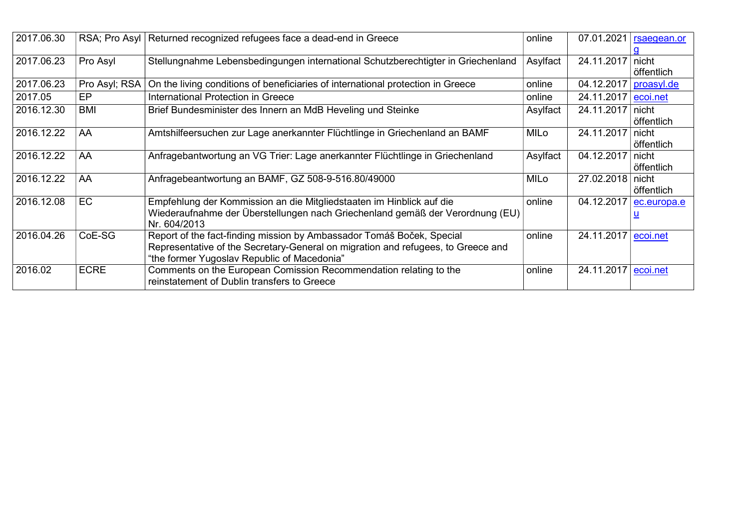| | | | | | |
|---|---|---|---|---|---|
| 2017.06.30 | RSA; Pro Asyl | Returned recognized refugees face a dead-end in Greece | online | 07.01.2021 | rsaegean.org |
| 2017.06.23 | Pro Asyl | Stellungnahme Lebensbedingungen international Schutzberechtigter in Griechenland | Asylfact | 24.11.2017 | nicht öffentlich |
| 2017.06.23 | Pro Asyl; RSA | On the living conditions of beneficiaries of international protection in Greece | online | 04.12.2017 | proasyl.de |
| 2017.05 | EP | International Protection in Greece | online | 24.11.2017 | ecoi.net |
| 2016.12.30 | BMI | Brief Bundesminister des Innern an MdB Heveling und Steinke | Asylfact | 24.11.2017 | nicht öffentlich |
| 2016.12.22 | AA | Amtshilfeersuchen zur Lage anerkannter Flüchtlinge in Griechenland an BAMF | MILo | 24.11.2017 | nicht öffentlich |
| 2016.12.22 | AA | Anfragebantwortung an VG Trier: Lage anerkannter Flüchtlinge in Griechenland | Asylfact | 04.12.2017 | nicht öffentlich |
| 2016.12.22 | AA | Anfragebeantwortung an BAMF, GZ 508-9-516.80/49000 | MILo | 27.02.2018 | nicht öffentlich |
| 2016.12.08 | EC | Empfehlung der Kommission an die Mitgliedstaaten im Hinblick auf die Wiederaufnahme der Überstellungen nach Griechenland gemäß der Verordnung (EU) Nr. 604/2013 | online | 04.12.2017 | ec.europa.eu |
| 2016.04.26 | CoE-SG | Report of the fact-finding mission by Ambassador Tomáš Boček, Special Representative of the Secretary-General on migration and refugees, to Greece and "the former Yugoslav Republic of Macedonia" | online | 24.11.2017 | ecoi.net |
| 2016.02 | ECRE | Comments on the European Comission Recommendation relating to the reinstatement of Dublin transfers to Greece | online | 24.11.2017 | ecoi.net |